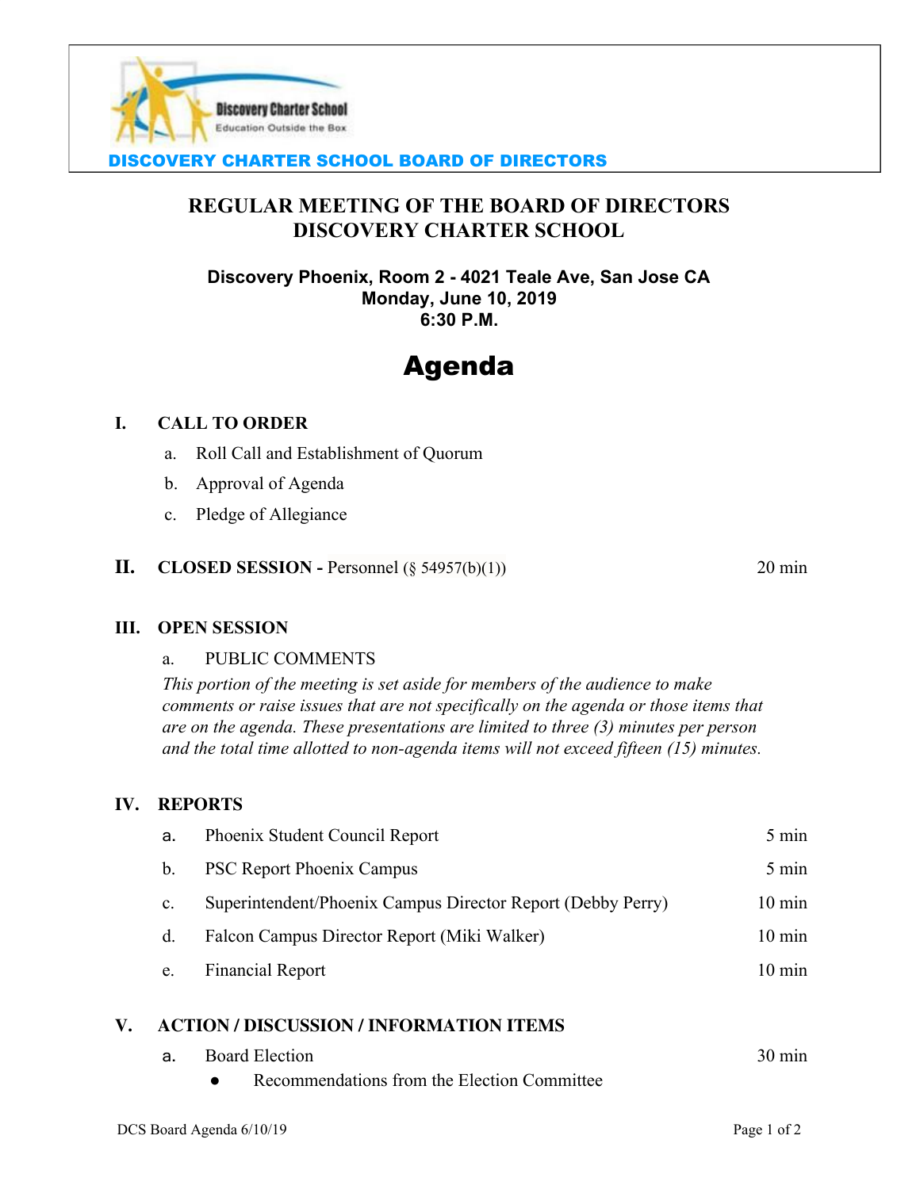Discovery Charter School
Education Outside the Box

**DISCOVERY CHARTER SCHOOL BOARD OF DIRECTORS**

# REGULAR MEETING OF THE BOARD OF DIRECTORS
# DISCOVERY CHARTER SCHOOL

**Discovery Phoenix, Room 2 - 4021 Teale Ave, San Jose CA**
**Monday, June 10, 2019**
**6:30 P.M.**

# Agenda

## I. CALL TO ORDER

a. Roll Call and Establishment of Quorum
b. Approval of Agenda
c. Pledge of Allegiance

## II. CLOSED SESSION - Personnel (§ 54957(b)(1)) — 20 min

## III. OPEN SESSION

a. PUBLIC COMMENTS

*This portion of the meeting is set aside for members of the audience to make comments or raise issues that are not specifically on the agenda or those items that are on the agenda. These presentations are limited to three (3) minutes per person and the total time allotted to non-agenda items will not exceed fifteen (15) minutes.*

## IV. REPORTS

| | Item | Time |
|---|---|---|
| a. | Phoenix Student Council Report | 5 min |
| b. | PSC Report Phoenix Campus | 5 min |
| c. | Superintendent/Phoenix Campus Director Report (Debby Perry) | 10 min |
| d. | Falcon Campus Director Report (Miki Walker) | 10 min |
| e. | Financial Report | 10 min |

## V. ACTION / DISCUSSION / INFORMATION ITEMS

a. Board Election — 30 min
- Recommendations from the Election Committee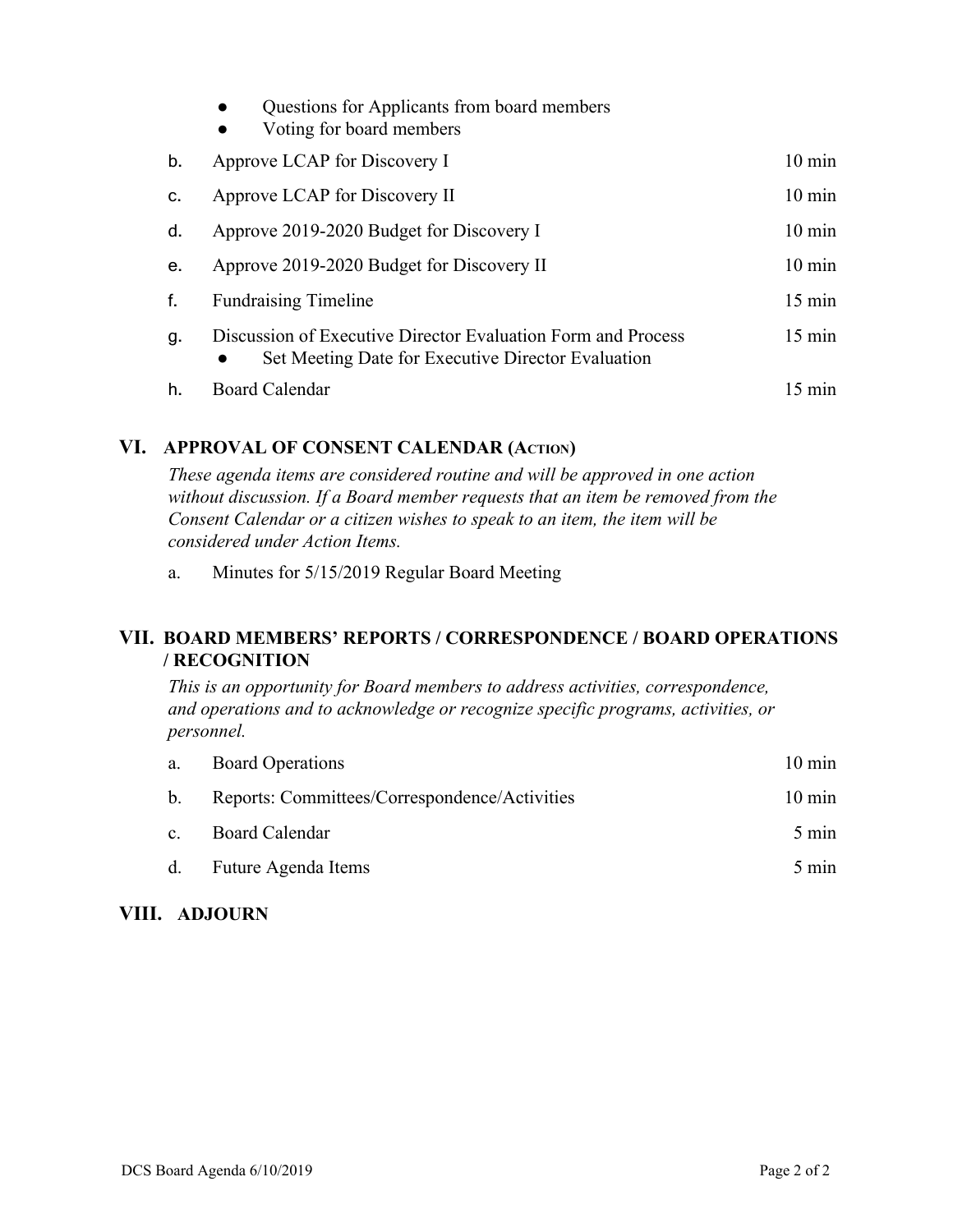- Questions for Applicants from board members
- Voting for board members

| | | |
|---|---|---|
| b. | Approve LCAP for Discovery I | 10 min |
| c. | Approve LCAP for Discovery II | 10 min |
| d. | Approve 2019-2020 Budget for Discovery I | 10 min |
| e. | Approve 2019-2020 Budget for Discovery II | 10 min |
| f. | Fundraising Timeline | 15 min |
| g. | Discussion of Executive Director Evaluation Form and Process<br>● Set Meeting Date for Executive Director Evaluation | 15 min |
| h. | Board Calendar | 15 min |

## VI. APPROVAL OF CONSENT CALENDAR (ACTION)

*These agenda items are considered routine and will be approved in one action without discussion. If a Board member requests that an item be removed from the Consent Calendar or a citizen wishes to speak to an item, the item will be considered under Action Items.*

a. Minutes for 5/15/2019 Regular Board Meeting

## VII. BOARD MEMBERS' REPORTS / CORRESPONDENCE / BOARD OPERATIONS / RECOGNITION

*This is an opportunity for Board members to address activities, correspondence, and operations and to acknowledge or recognize specific programs, activities, or personnel.*

| | | |
|---|---|---|
| a. | Board Operations | 10 min |
| b. | Reports: Committees/Correspondence/Activities | 10 min |
| c. | Board Calendar | 5 min |
| d. | Future Agenda Items | 5 min |

## VIII. ADJOURN